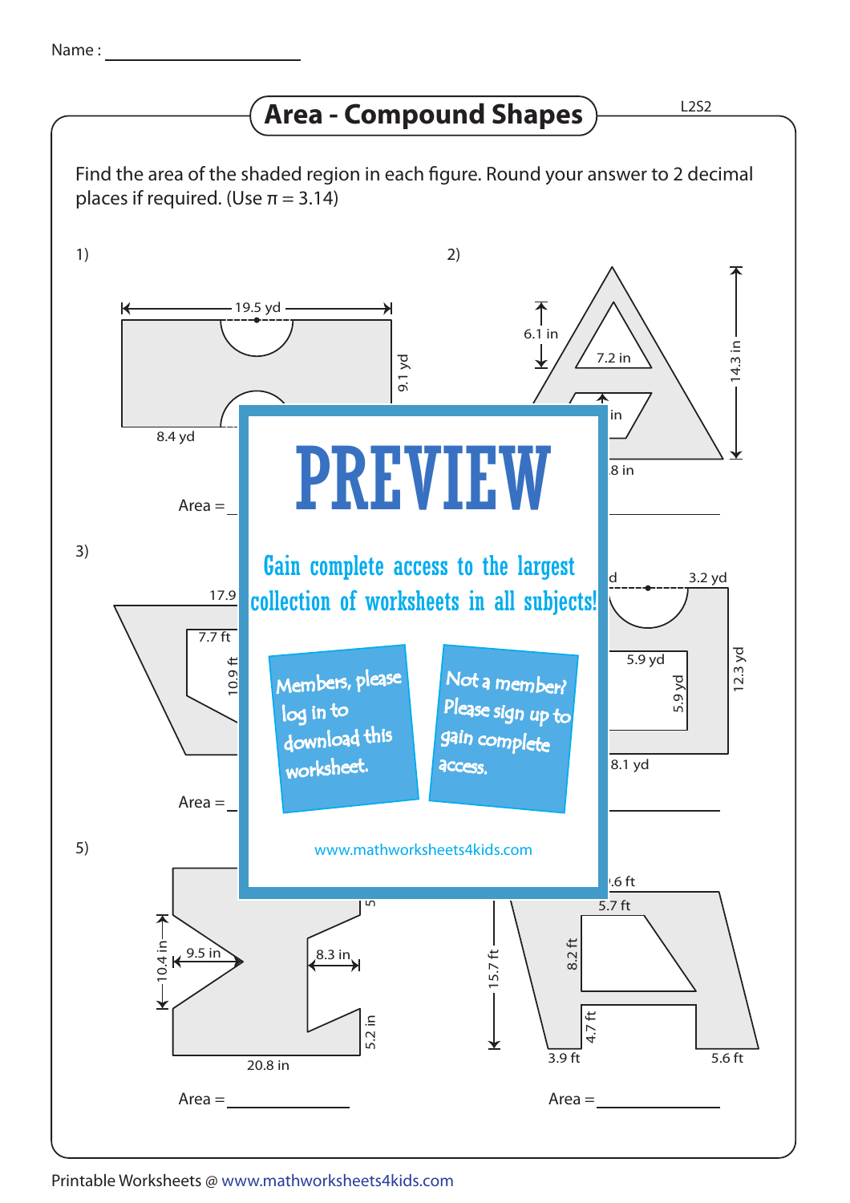Name : ___________________

# Area - Compound Shapes

L2S2

Find the area of the shaded region in each figure. Round your answer to 2 decimal places if required. (Use π = 3.14)

1)

19.5 yd

9.1 yd

8.4 yd

Area = ___________

2)

6.1 in

7.2 in

14.3 in

in

.8 in

3)

17.9

7.7 ft

10.9 ft

Area = ___________

d

3.2 yd

5.9 yd

5.9 yd

12.3 yd

8.1 yd

# PREVIEW

Gain complete access to the largest collection of worksheets in all subjects!

Members, please log in to download this worksheet.

Not a member? Please sign up to gain complete access.

www.mathworksheets4kids.com

5)

10.4 in

9.5 in

8.3 in

5

5.2 in

20.8 in

Area = ___________

.6 ft

5.7 ft

15.7 ft

8.2 ft

4.7 ft

3.9 ft

5.6 ft

Area = ___________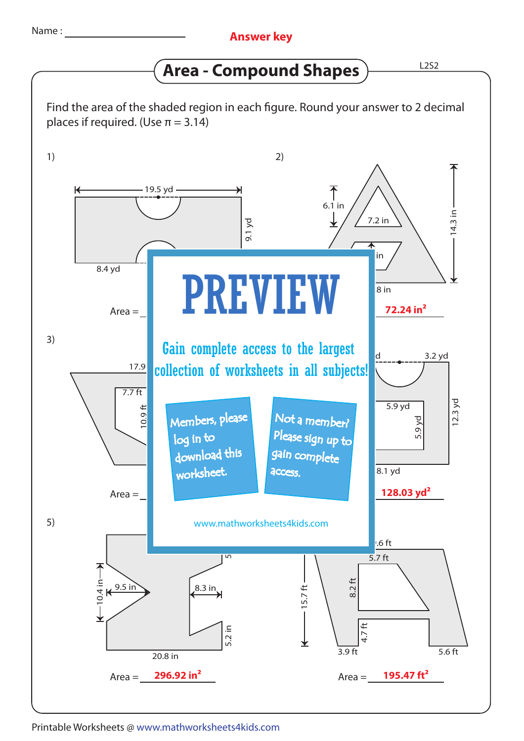Name :

**Answer key**

# Area - Compound Shapes

L2S2

Find the area of the shaded region in each figure. Round your answer to 2 decimal places if required. (Use π = 3.14)

1)

19.5 yd

9.1 yd

8.4 yd

Area =

2)

6.1 in

7.2 in

14.3 in

in

.8 in

Area = **72.24 in²**

3)

17.9

7.7 ft

10.9 ft

Area =

4)

d

3.2 yd

5.9 yd

5.9 yd

12.3 yd

8.1 yd

Area = **128.03 yd²**

5)

10.4 in

9.5 in

8.3 in

5.2 in

20.8 in

Area = **296.92 in²**

6)

.6 ft

5.7 ft

15.7 ft

8.2 ft

4.7 ft

3.9 ft

5.6 ft

Area = **195.47 ft²**

PREVIEW

Gain complete access to the largest collection of worksheets in all subjects!

Members, please log in to download this worksheet.

Not a member? Please sign up to gain complete access.

www.mathworksheets4kids.com

Printable Worksheets @ www.mathworksheets4kids.com